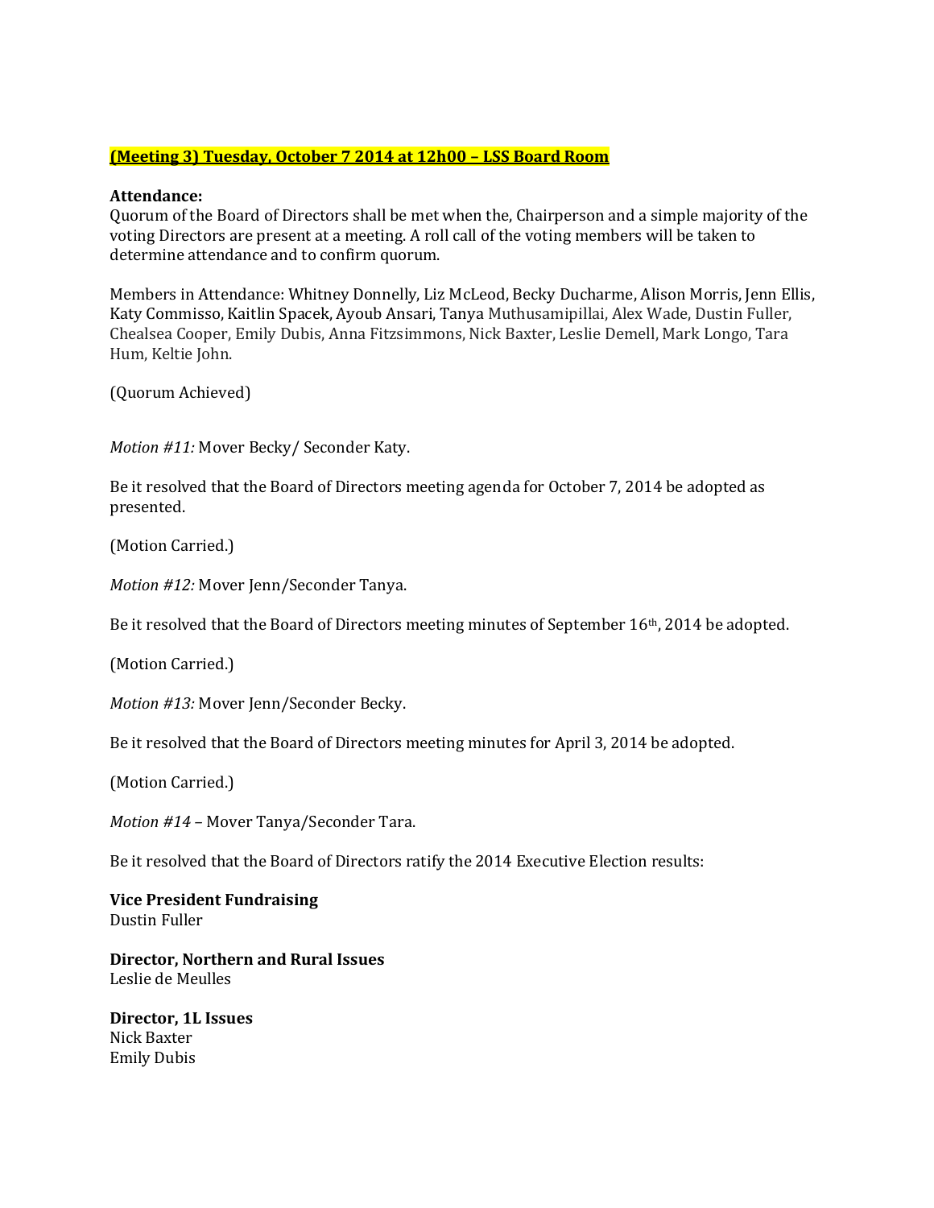**(Meeting 3) Tuesday, October 7 2014 at 12h00 – LSS Board Room**

**Attendance:**
Quorum of the Board of Directors shall be met when the, Chairperson and a simple majority of the voting Directors are present at a meeting. A roll call of the voting members will be taken to determine attendance and to confirm quorum.

Members in Attendance: Whitney Donnelly, Liz McLeod, Becky Ducharme, Alison Morris, Jenn Ellis, Katy Commisso, Kaitlin Spacek, Ayoub Ansari, Tanya Muthusamipillai, Alex Wade, Dustin Fuller, Chealsea Cooper, Emily Dubis, Anna Fitzsimmons, Nick Baxter, Leslie Demell, Mark Longo, Tara Hum, Keltie John.

(Quorum Achieved)

*Motion #11:* Mover Becky/ Seconder Katy.

Be it resolved that the Board of Directors meeting agenda for October 7, 2014 be adopted as presented.

(Motion Carried.)

*Motion #12:* Mover Jenn/Seconder Tanya.

Be it resolved that the Board of Directors meeting minutes of September 16th, 2014 be adopted.

(Motion Carried.)

*Motion #13:* Mover Jenn/Seconder Becky.

Be it resolved that the Board of Directors meeting minutes for April 3, 2014 be adopted.

(Motion Carried.)

*Motion #14* – Mover Tanya/Seconder Tara.

Be it resolved that the Board of Directors ratify the 2014 Executive Election results:

**Vice President Fundraising**
Dustin Fuller

**Director, Northern and Rural Issues**
Leslie de Meulles

**Director, 1L Issues**
Nick Baxter
Emily Dubis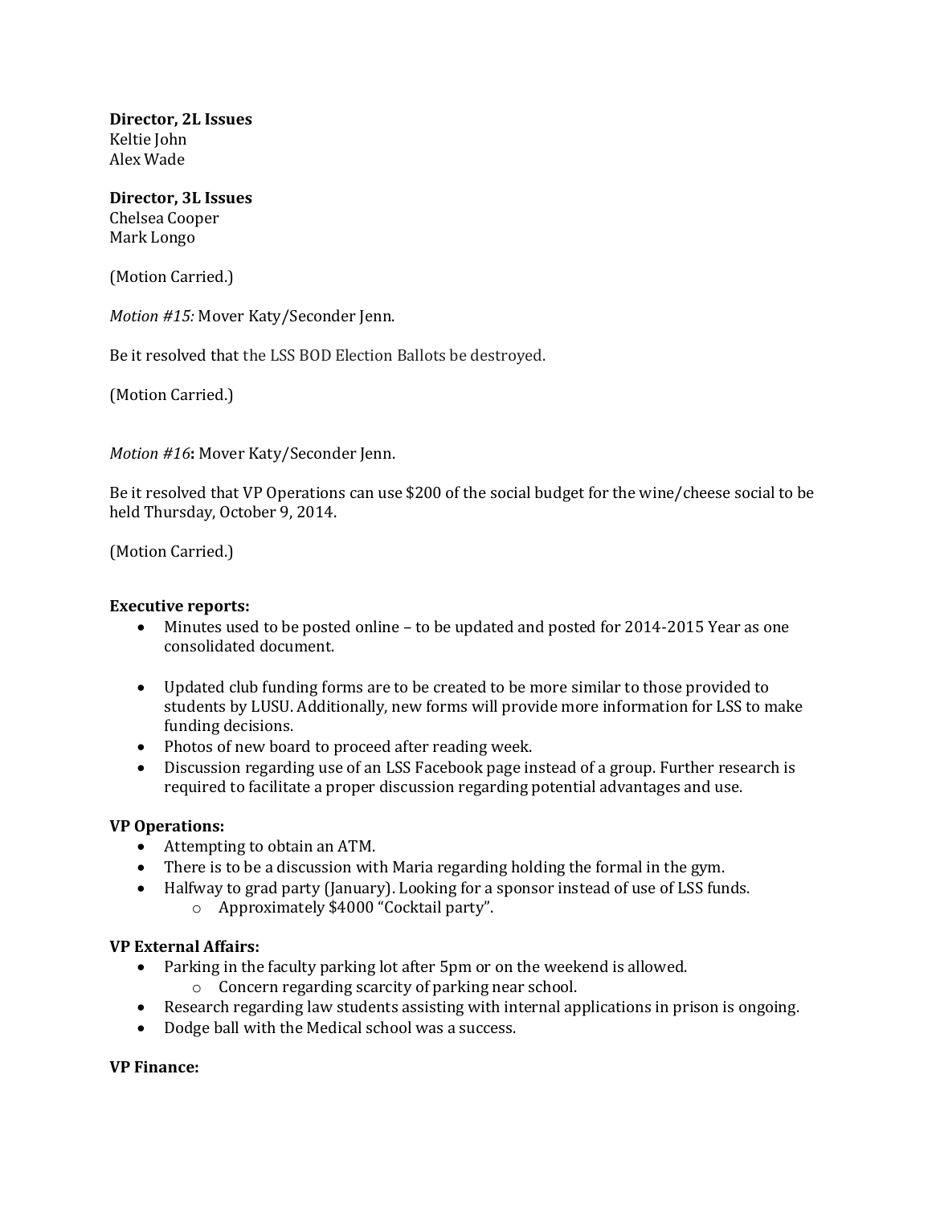**Director, 2L Issues**
Keltie John
Alex Wade

**Director, 3L Issues**
Chelsea Cooper
Mark Longo

(Motion Carried.)

*Motion #15:* Mover Katy/Seconder Jenn.

Be it resolved that the LSS BOD Election Ballots be destroyed.

(Motion Carried.)

*Motion #16***:** Mover Katy/Seconder Jenn.

Be it resolved that VP Operations can use $200 of the social budget for the wine/cheese social to be held Thursday, October 9, 2014.

(Motion Carried.)

**Executive reports:**

- Minutes used to be posted online – to be updated and posted for 2014-2015 Year as one consolidated document.
- Updated club funding forms are to be created to be more similar to those provided to students by LUSU. Additionally, new forms will provide more information for LSS to make funding decisions.
- Photos of new board to proceed after reading week.
- Discussion regarding use of an LSS Facebook page instead of a group. Further research is required to facilitate a proper discussion regarding potential advantages and use.

**VP Operations:**

- Attempting to obtain an ATM.
- There is to be a discussion with Maria regarding holding the formal in the gym.
- Halfway to grad party (January). Looking for a sponsor instead of use of LSS funds.
  - Approximately $4000 "Cocktail party".

**VP External Affairs:**

- Parking in the faculty parking lot after 5pm or on the weekend is allowed.
  - Concern regarding scarcity of parking near school.
- Research regarding law students assisting with internal applications in prison is ongoing.
- Dodge ball with the Medical school was a success.

**VP Finance:**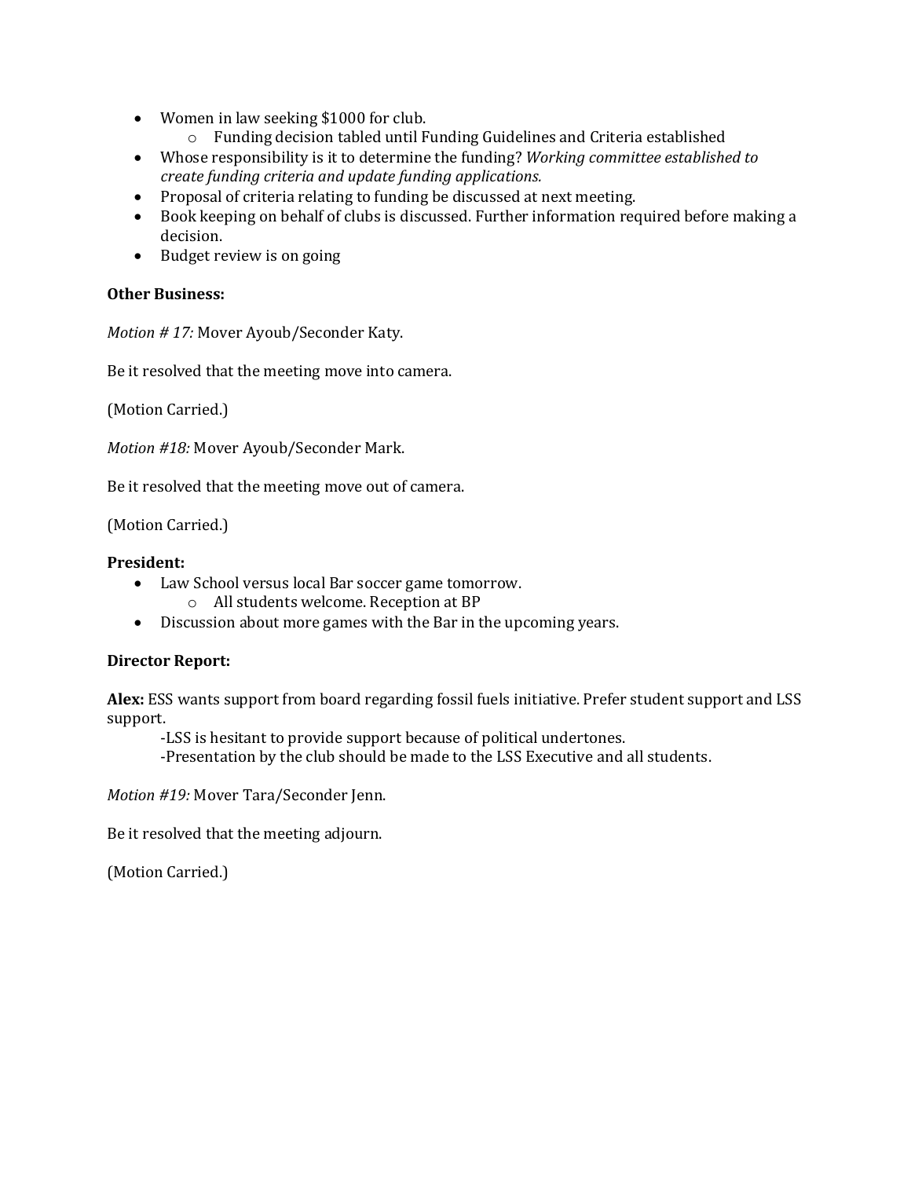- Women in law seeking $1000 for club.
    - Funding decision tabled until Funding Guidelines and Criteria established
- Whose responsibility is it to determine the funding? *Working committee established to create funding criteria and update funding applications.*
- Proposal of criteria relating to funding be discussed at next meeting.
- Book keeping on behalf of clubs is discussed. Further information required before making a decision.
- Budget review is on going

**Other Business:**

*Motion # 17:* Mover Ayoub/Seconder Katy.

Be it resolved that the meeting move into camera.

(Motion Carried.)

*Motion #18:* Mover Ayoub/Seconder Mark.

Be it resolved that the meeting move out of camera.

(Motion Carried.)

**President:**

- Law School versus local Bar soccer game tomorrow.
    - All students welcome. Reception at BP
- Discussion about more games with the Bar in the upcoming years.

**Director Report:**

**Alex:** ESS wants support from board regarding fossil fuels initiative. Prefer student support and LSS support.

-LSS is hesitant to provide support because of political undertones.

-Presentation by the club should be made to the LSS Executive and all students.

*Motion #19:* Mover Tara/Seconder Jenn.

Be it resolved that the meeting adjourn.

(Motion Carried.)